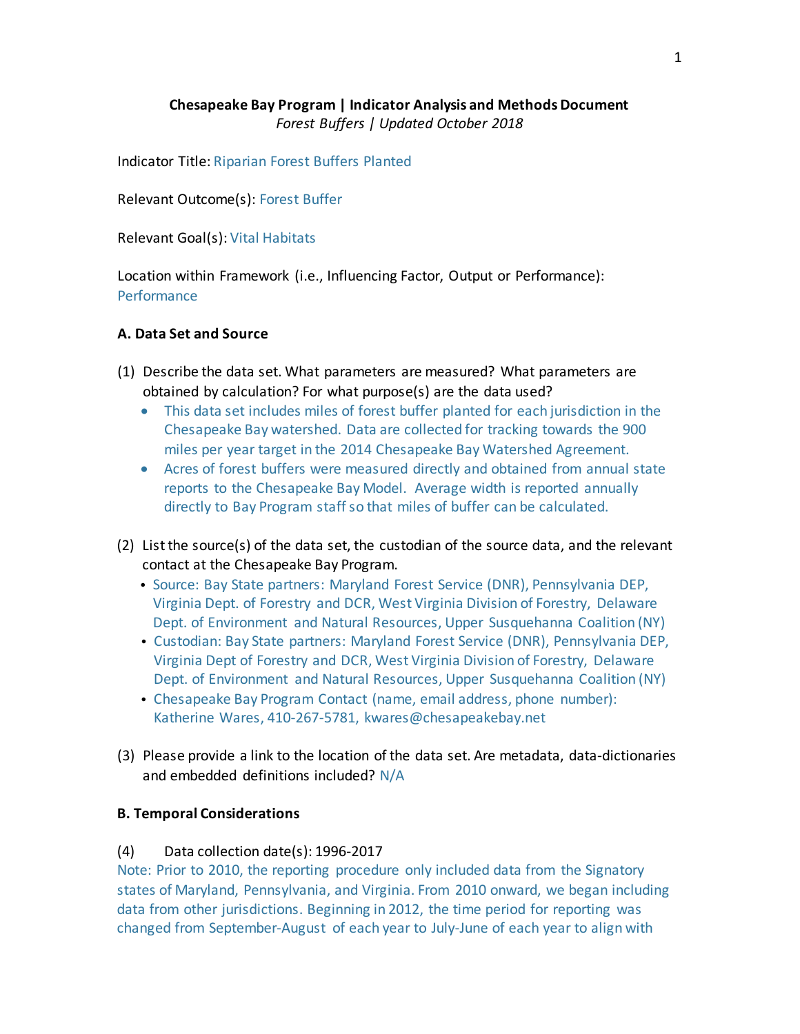**Chesapeake Bay Program | Indicator Analysis and Methods Document**
*Forest Buffers | Updated October 2018*

Indicator Title: Riparian Forest Buffers Planted

Relevant Outcome(s): Forest Buffer

Relevant Goal(s): Vital Habitats

Location within Framework (i.e., Influencing Factor, Output or Performance): Performance

**A. Data Set and Source**

(1) Describe the data set. What parameters are measured? What parameters are obtained by calculation? For what purpose(s) are the data used?

- This data set includes miles of forest buffer planted for each jurisdiction in the Chesapeake Bay watershed. Data are collected for tracking towards the 900 miles per year target in the 2014 Chesapeake Bay Watershed Agreement.
- Acres of forest buffers were measured directly and obtained from annual state reports to the Chesapeake Bay Model. Average width is reported annually directly to Bay Program staff so that miles of buffer can be calculated.

(2) List the source(s) of the data set, the custodian of the source data, and the relevant contact at the Chesapeake Bay Program.

- Source: Bay State partners: Maryland Forest Service (DNR), Pennsylvania DEP, Virginia Dept. of Forestry and DCR, West Virginia Division of Forestry, Delaware Dept. of Environment and Natural Resources, Upper Susquehanna Coalition (NY)
- Custodian: Bay State partners: Maryland Forest Service (DNR), Pennsylvania DEP, Virginia Dept of Forestry and DCR, West Virginia Division of Forestry, Delaware Dept. of Environment and Natural Resources, Upper Susquehanna Coalition (NY)
- Chesapeake Bay Program Contact (name, email address, phone number): Katherine Wares, 410-267-5781, kwares@chesapeakebay.net

(3) Please provide a link to the location of the data set. Are metadata, data-dictionaries and embedded definitions included? N/A

**B. Temporal Considerations**

(4) Data collection date(s): 1996-2017

Note: Prior to 2010, the reporting procedure only included data from the Signatory states of Maryland, Pennsylvania, and Virginia. From 2010 onward, we began including data from other jurisdictions. Beginning in 2012, the time period for reporting was changed from September-August of each year to July-June of each year to align with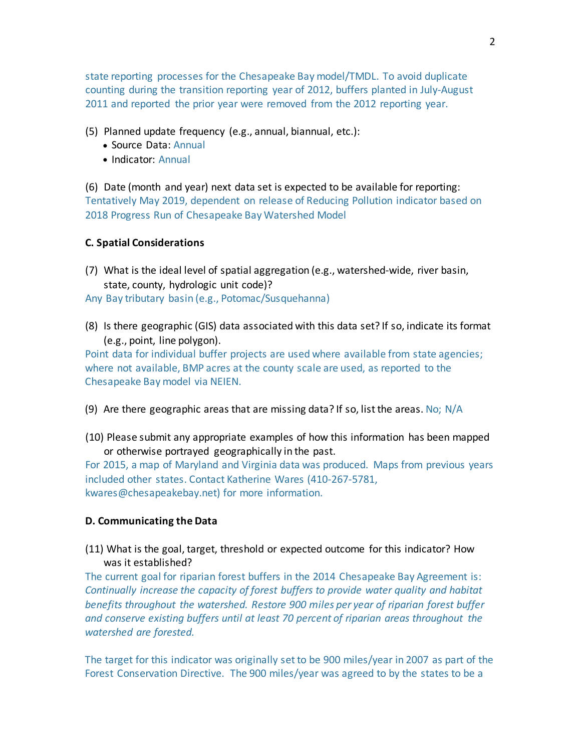state reporting processes for the Chesapeake Bay model/TMDL. To avoid duplicate counting during the transition reporting year of 2012, buffers planted in July-August 2011 and reported the prior year were removed from the 2012 reporting year.

(5) Planned update frequency (e.g., annual, biannual, etc.):
- Source Data: Annual
- Indicator: Annual

(6) Date (month and year) next data set is expected to be available for reporting: Tentatively May 2019, dependent on release of Reducing Pollution indicator based on 2018 Progress Run of Chesapeake Bay Watershed Model

**C. Spatial Considerations**

(7) What is the ideal level of spatial aggregation (e.g., watershed-wide, river basin, state, county, hydrologic unit code)?
Any Bay tributary basin (e.g., Potomac/Susquehanna)

(8) Is there geographic (GIS) data associated with this data set? If so, indicate its format (e.g., point, line polygon).
Point data for individual buffer projects are used where available from state agencies; where not available, BMP acres at the county scale are used, as reported to the Chesapeake Bay model via NEIEN.

(9) Are there geographic areas that are missing data? If so, list the areas. No; N/A

(10) Please submit any appropriate examples of how this information has been mapped or otherwise portrayed geographically in the past.
For 2015, a map of Maryland and Virginia data was produced. Maps from previous years included other states. Contact Katherine Wares (410-267-5781, kwares@chesapeakebay.net) for more information.

**D. Communicating the Data**

(11) What is the goal, target, threshold or expected outcome for this indicator? How was it established?
The current goal for riparian forest buffers in the 2014 Chesapeake Bay Agreement is: *Continually increase the capacity of forest buffers to provide water quality and habitat benefits throughout the watershed. Restore 900 miles per year of riparian forest buffer and conserve existing buffers until at least 70 percent of riparian areas throughout the watershed are forested.*

The target for this indicator was originally set to be 900 miles/year in 2007 as part of the Forest Conservation Directive. The 900 miles/year was agreed to by the states to be a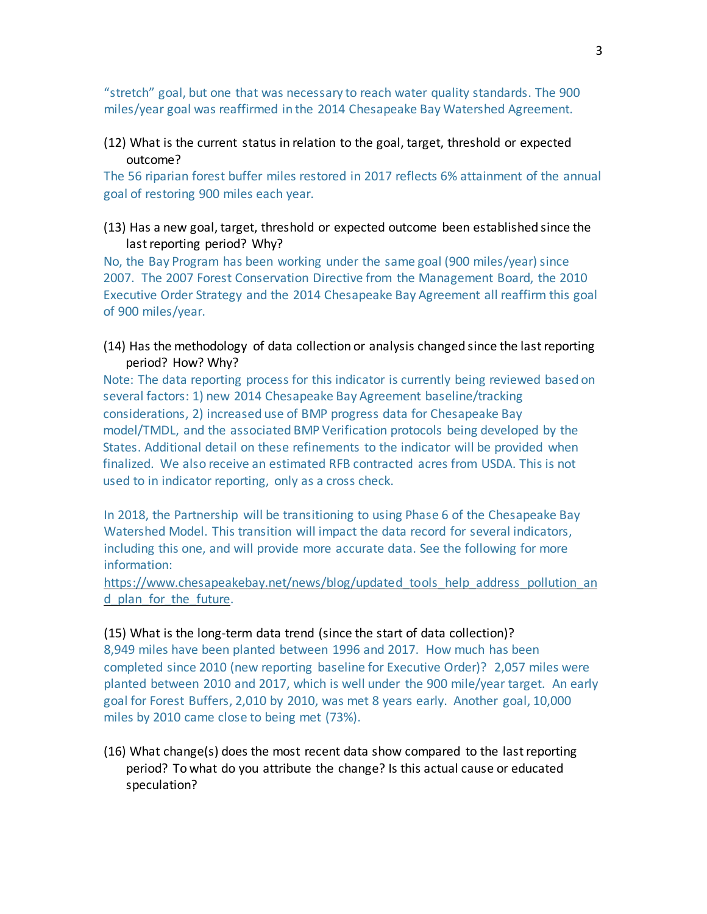"stretch" goal, but one that was necessary to reach water quality standards. The 900 miles/year goal was reaffirmed in the 2014 Chesapeake Bay Watershed Agreement.

(12) What is the current status in relation to the goal, target, threshold or expected outcome?

The 56 riparian forest buffer miles restored in 2017 reflects 6% attainment of the annual goal of restoring 900 miles each year.

(13) Has a new goal, target, threshold or expected outcome been established since the last reporting period? Why?

No, the Bay Program has been working under the same goal (900 miles/year) since 2007. The 2007 Forest Conservation Directive from the Management Board, the 2010 Executive Order Strategy and the 2014 Chesapeake Bay Agreement all reaffirm this goal of 900 miles/year.

(14) Has the methodology of data collection or analysis changed since the last reporting period? How? Why?

Note: The data reporting process for this indicator is currently being reviewed based on several factors: 1) new 2014 Chesapeake Bay Agreement baseline/tracking considerations, 2) increased use of BMP progress data for Chesapeake Bay model/TMDL, and the associated BMP Verification protocols being developed by the States. Additional detail on these refinements to the indicator will be provided when finalized. We also receive an estimated RFB contracted acres from USDA. This is not used to in indicator reporting, only as a cross check.

In 2018, the Partnership will be transitioning to using Phase 6 of the Chesapeake Bay Watershed Model. This transition will impact the data record for several indicators, including this one, and will provide more accurate data. See the following for more information:
https://www.chesapeakebay.net/news/blog/updated_tools_help_address_pollution_and_plan_for_the_future.

(15) What is the long-term data trend (since the start of data collection)?

8,949 miles have been planted between 1996 and 2017. How much has been completed since 2010 (new reporting baseline for Executive Order)? 2,057 miles were planted between 2010 and 2017, which is well under the 900 mile/year target. An early goal for Forest Buffers, 2,010 by 2010, was met 8 years early. Another goal, 10,000 miles by 2010 came close to being met (73%).

(16) What change(s) does the most recent data show compared to the last reporting period? To what do you attribute the change? Is this actual cause or educated speculation?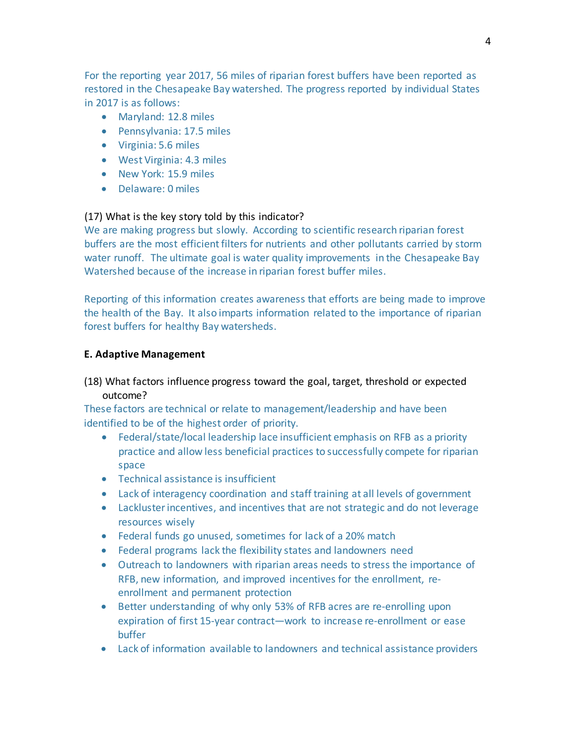For the reporting year 2017, 56 miles of riparian forest buffers have been reported as restored in the Chesapeake Bay watershed. The progress reported by individual States in 2017 is as follows:

- Maryland: 12.8 miles
- Pennsylvania: 17.5 miles
- Virginia: 5.6 miles
- West Virginia: 4.3 miles
- New York: 15.9 miles
- Delaware: 0 miles

(17) What is the key story told by this indicator?

We are making progress but slowly. According to scientific research riparian forest buffers are the most efficient filters for nutrients and other pollutants carried by storm water runoff. The ultimate goal is water quality improvements in the Chesapeake Bay Watershed because of the increase in riparian forest buffer miles.

Reporting of this information creates awareness that efforts are being made to improve the health of the Bay. It also imparts information related to the importance of riparian forest buffers for healthy Bay watersheds.

**E. Adaptive Management**

(18) What factors influence progress toward the goal, target, threshold or expected outcome?

These factors are technical or relate to management/leadership and have been identified to be of the highest order of priority.

- Federal/state/local leadership lace insufficient emphasis on RFB as a priority practice and allow less beneficial practices to successfully compete for riparian space
- Technical assistance is insufficient
- Lack of interagency coordination and staff training at all levels of government
- Lackluster incentives, and incentives that are not strategic and do not leverage resources wisely
- Federal funds go unused, sometimes for lack of a 20% match
- Federal programs lack the flexibility states and landowners need
- Outreach to landowners with riparian areas needs to stress the importance of RFB, new information, and improved incentives for the enrollment, re-enrollment and permanent protection
- Better understanding of why only 53% of RFB acres are re-enrolling upon expiration of first 15-year contract—work to increase re-enrollment or ease buffer
- Lack of information available to landowners and technical assistance providers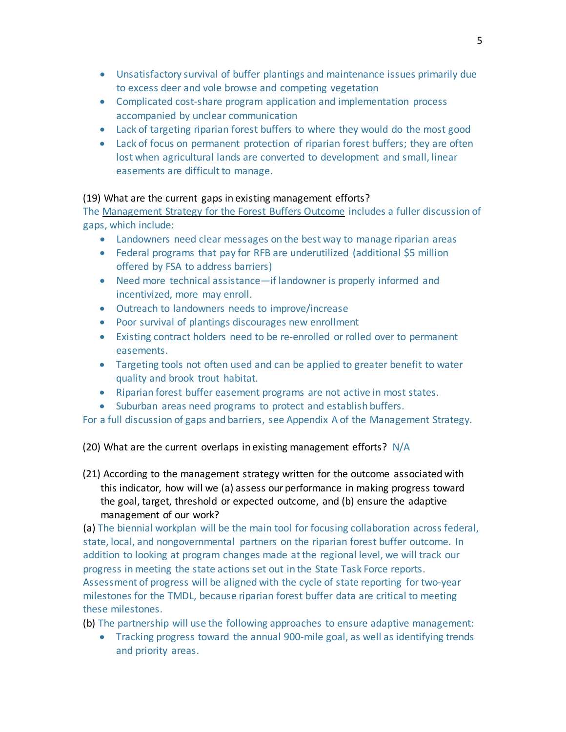- Unsatisfactory survival of buffer plantings and maintenance issues primarily due to excess deer and vole browse and competing vegetation
- Complicated cost-share program application and implementation process accompanied by unclear communication
- Lack of targeting riparian forest buffers to where they would do the most good
- Lack of focus on permanent protection of riparian forest buffers; they are often lost when agricultural lands are converted to development and small, linear easements are difficult to manage.

(19) What are the current gaps in existing management efforts?

The Management Strategy for the Forest Buffers Outcome includes a fuller discussion of gaps, which include:

- Landowners need clear messages on the best way to manage riparian areas
- Federal programs that pay for RFB are underutilized (additional $5 million offered by FSA to address barriers)
- Need more technical assistance—if landowner is properly informed and incentivized, more may enroll.
- Outreach to landowners needs to improve/increase
- Poor survival of plantings discourages new enrollment
- Existing contract holders need to be re-enrolled or rolled over to permanent easements.
- Targeting tools not often used and can be applied to greater benefit to water quality and brook trout habitat.
- Riparian forest buffer easement programs are not active in most states.
- Suburban areas need programs to protect and establish buffers.

For a full discussion of gaps and barriers, see Appendix A of the Management Strategy.

(20) What are the current overlaps in existing management efforts? N/A

(21) According to the management strategy written for the outcome associated with this indicator, how will we (a) assess our performance in making progress toward the goal, target, threshold or expected outcome, and (b) ensure the adaptive management of our work?

(a) The biennial workplan will be the main tool for focusing collaboration across federal, state, local, and nongovernmental partners on the riparian forest buffer outcome. In addition to looking at program changes made at the regional level, we will track our progress in meeting the state actions set out in the State Task Force reports. Assessment of progress will be aligned with the cycle of state reporting for two-year milestones for the TMDL, because riparian forest buffer data are critical to meeting these milestones.

(b) The partnership will use the following approaches to ensure adaptive management:

- Tracking progress toward the annual 900-mile goal, as well as identifying trends and priority areas.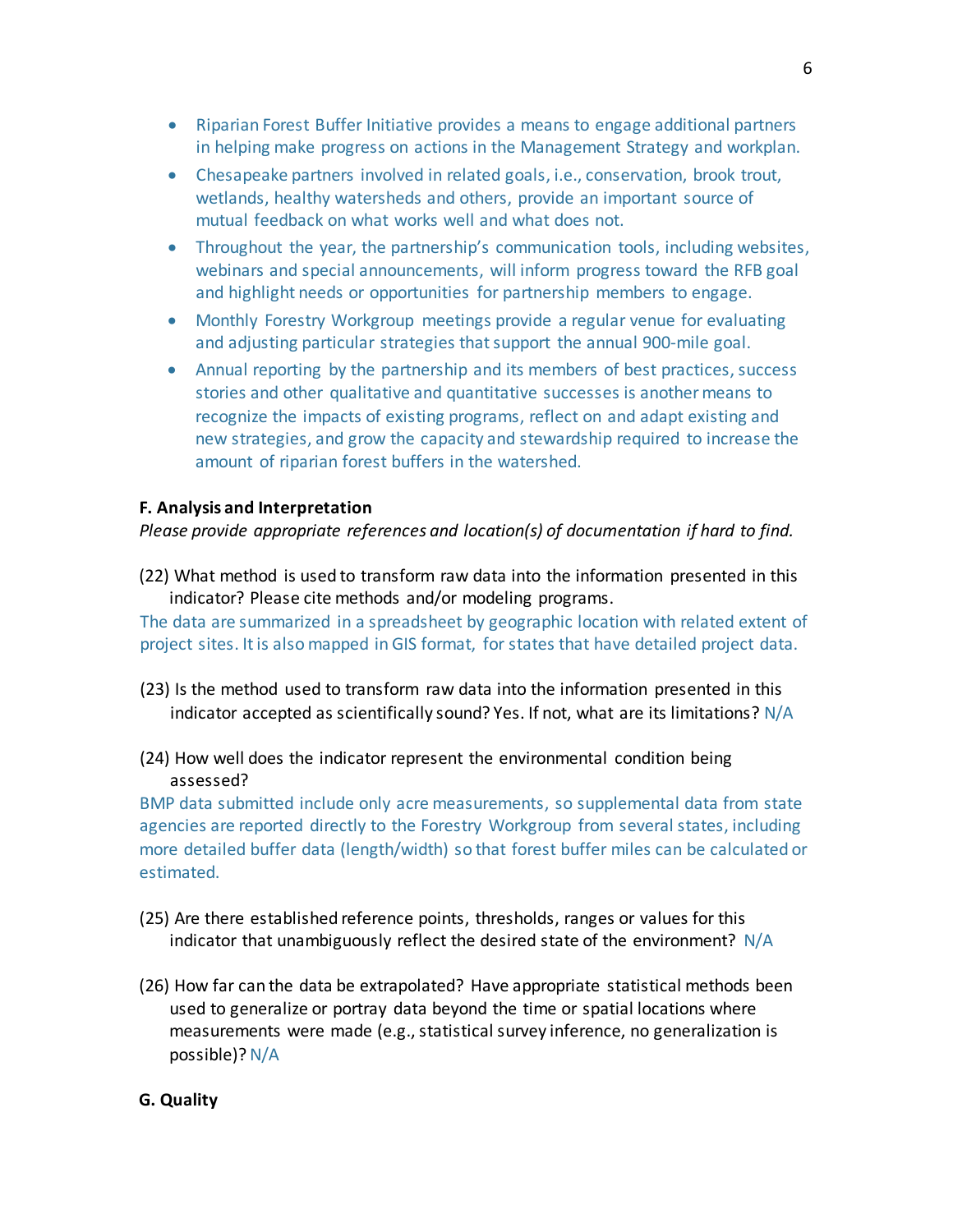- Riparian Forest Buffer Initiative provides a means to engage additional partners in helping make progress on actions in the Management Strategy and workplan.
- Chesapeake partners involved in related goals, i.e., conservation, brook trout, wetlands, healthy watersheds and others, provide an important source of mutual feedback on what works well and what does not.
- Throughout the year, the partnership's communication tools, including websites, webinars and special announcements, will inform progress toward the RFB goal and highlight needs or opportunities for partnership members to engage.
- Monthly Forestry Workgroup meetings provide a regular venue for evaluating and adjusting particular strategies that support the annual 900-mile goal.
- Annual reporting by the partnership and its members of best practices, success stories and other qualitative and quantitative successes is another means to recognize the impacts of existing programs, reflect on and adapt existing and new strategies, and grow the capacity and stewardship required to increase the amount of riparian forest buffers in the watershed.

**F. Analysis and Interpretation**

*Please provide appropriate references and location(s) of documentation if hard to find.*

(22) What method is used to transform raw data into the information presented in this indicator? Please cite methods and/or modeling programs.

The data are summarized in a spreadsheet by geographic location with related extent of project sites. It is also mapped in GIS format, for states that have detailed project data.

(23) Is the method used to transform raw data into the information presented in this indicator accepted as scientifically sound? Yes. If not, what are its limitations? N/A

(24) How well does the indicator represent the environmental condition being assessed?

BMP data submitted include only acre measurements, so supplemental data from state agencies are reported directly to the Forestry Workgroup from several states, including more detailed buffer data (length/width) so that forest buffer miles can be calculated or estimated.

(25) Are there established reference points, thresholds, ranges or values for this indicator that unambiguously reflect the desired state of the environment? N/A

(26) How far can the data be extrapolated? Have appropriate statistical methods been used to generalize or portray data beyond the time or spatial locations where measurements were made (e.g., statistical survey inference, no generalization is possible)? N/A

**G. Quality**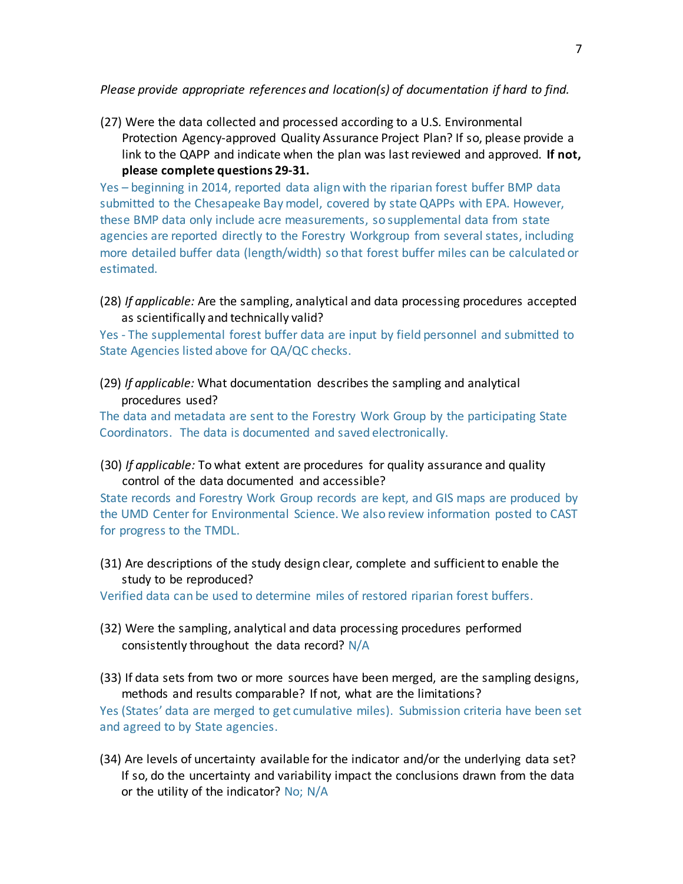*Please provide appropriate references and location(s) of documentation if hard to find.*

(27) Were the data collected and processed according to a U.S. Environmental Protection Agency-approved Quality Assurance Project Plan? If so, please provide a link to the QAPP and indicate when the plan was last reviewed and approved. **If not, please complete questions 29-31.**

Yes – beginning in 2014, reported data align with the riparian forest buffer BMP data submitted to the Chesapeake Bay model, covered by state QAPPs with EPA. However, these BMP data only include acre measurements, so supplemental data from state agencies are reported directly to the Forestry Workgroup from several states, including more detailed buffer data (length/width) so that forest buffer miles can be calculated or estimated.

(28) *If applicable:* Are the sampling, analytical and data processing procedures accepted as scientifically and technically valid?

Yes - The supplemental forest buffer data are input by field personnel and submitted to State Agencies listed above for QA/QC checks.

(29) *If applicable:* What documentation describes the sampling and analytical procedures used?

The data and metadata are sent to the Forestry Work Group by the participating State Coordinators. The data is documented and saved electronically.

(30) *If applicable:* To what extent are procedures for quality assurance and quality control of the data documented and accessible?

State records and Forestry Work Group records are kept, and GIS maps are produced by the UMD Center for Environmental Science. We also review information posted to CAST for progress to the TMDL.

(31) Are descriptions of the study design clear, complete and sufficient to enable the study to be reproduced?

Verified data can be used to determine miles of restored riparian forest buffers.

(32) Were the sampling, analytical and data processing procedures performed consistently throughout the data record? N/A

(33) If data sets from two or more sources have been merged, are the sampling designs, methods and results comparable? If not, what are the limitations?

Yes (States' data are merged to get cumulative miles). Submission criteria have been set and agreed to by State agencies.

(34) Are levels of uncertainty available for the indicator and/or the underlying data set? If so, do the uncertainty and variability impact the conclusions drawn from the data or the utility of the indicator? No; N/A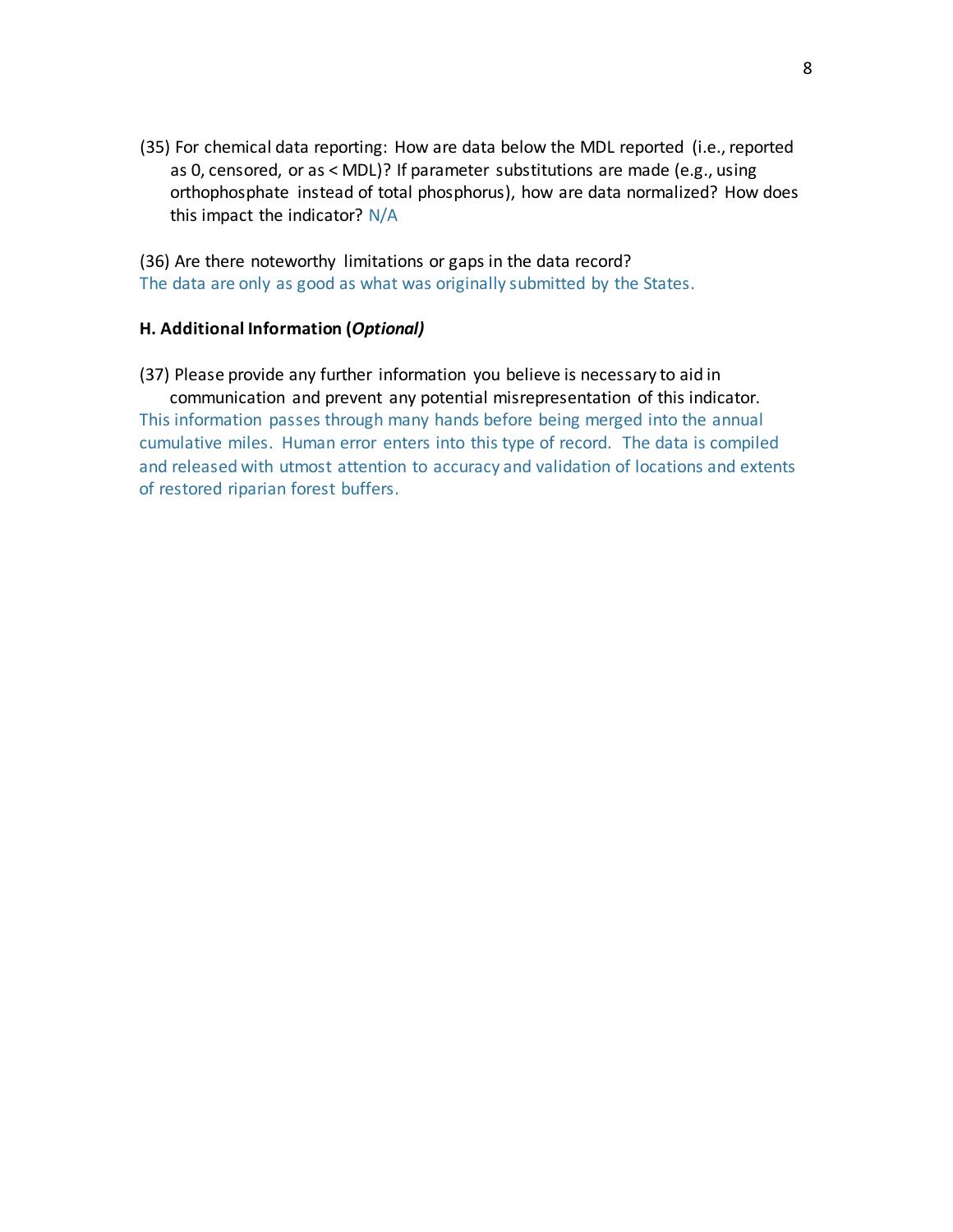(35) For chemical data reporting: How are data below the MDL reported (i.e., reported as 0, censored, or as < MDL)? If parameter substitutions are made (e.g., using orthophosphate instead of total phosphorus), how are data normalized? How does this impact the indicator? N/A

(36) Are there noteworthy limitations or gaps in the data record?
The data are only as good as what was originally submitted by the States.

### H. Additional Information (*Optional)*

(37) Please provide any further information you believe is necessary to aid in communication and prevent any potential misrepresentation of this indicator.
This information passes through many hands before being merged into the annual cumulative miles. Human error enters into this type of record. The data is compiled and released with utmost attention to accuracy and validation of locations and extents of restored riparian forest buffers.